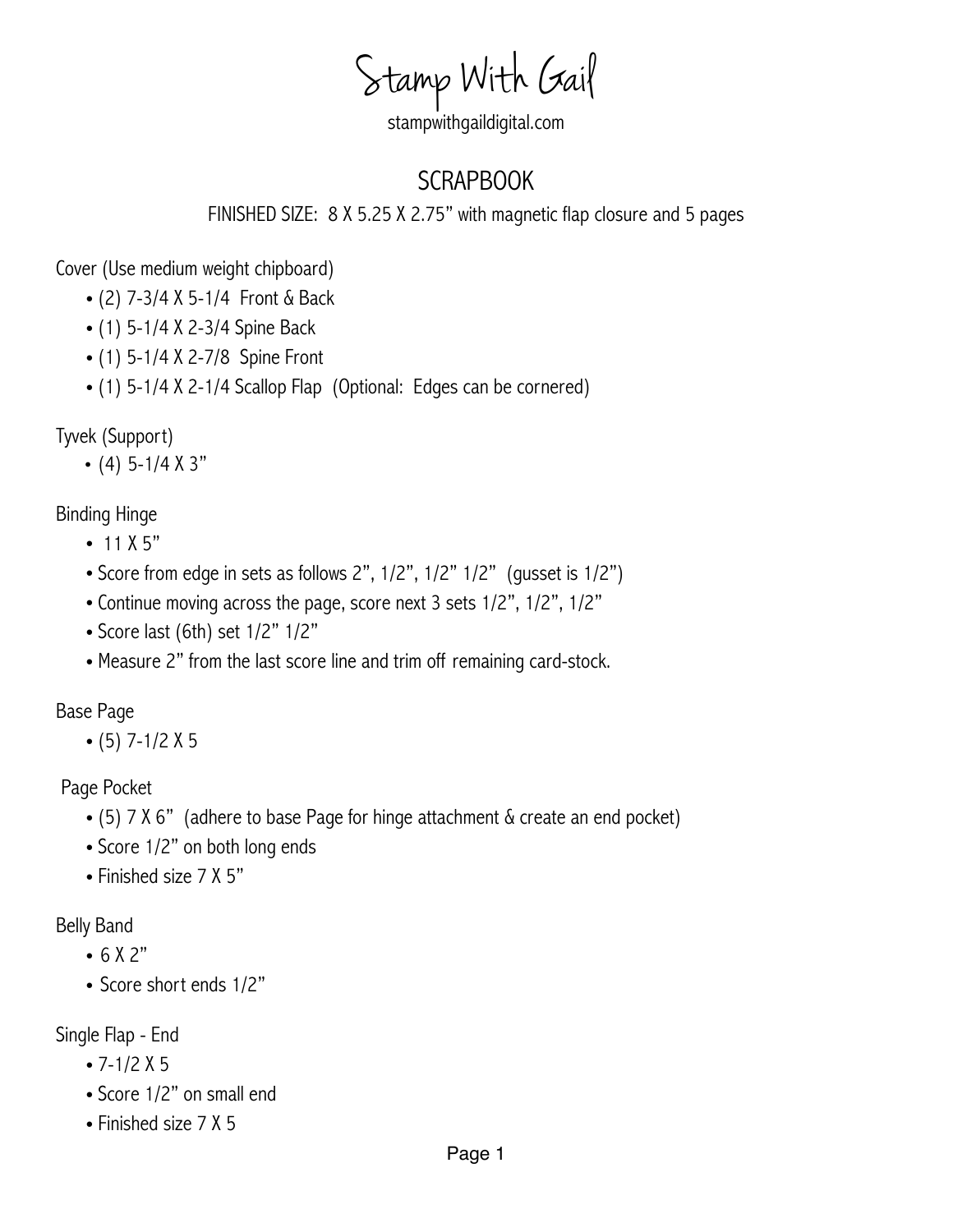# Stamp With Gail

stampwithgaildigital.com

## SCRAPBOOK

FINISHED SIZE: 8 X 5.25 X 2.75” with magnetic flap closure and 5 pages

Cover (Use medium weight chipboard)

- (2) 7-3/4 X 5-1/4 Front & Back
- (1) 5-1/4 X 2-3/4 Spine Back
- (1) 5-1/4 X 2-7/8 Spine Front
- (1) 5-1/4 X 2-1/4 Scallop Flap (Optional: Edges can be cornered)

Tyvek (Support)

- (4) 5-1/4 X 3”

Binding Hinge

- 11 X 5”
- Score from edge in sets as follows 2”, 1/2”, 1/2” 1/2” (gusset is 1/2”)
- Continue moving across the page, score next 3 sets 1/2”, 1/2”, 1/2”
- Score last (6th) set 1/2” 1/2”
- Measure 2” from the last score line and trim off remaining card-stock.

Base Page

- (5) 7-1/2 X 5

Page Pocket

- (5) 7 X 6” (adhere to base Page for hinge attachment & create an end pocket)
- Score 1/2” on both long ends
- Finished size 7 X 5”

Belly Band

- 6 X 2”
- Score short ends 1/2”

Single Flap - End

- 7-1/2 X 5
- Score 1/2” on small end
- Finished size 7 X 5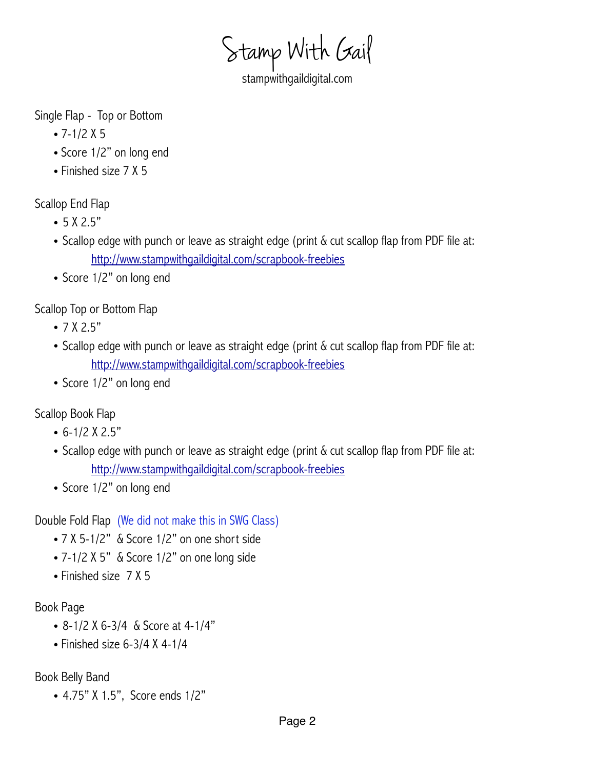# Stamp With Gail

stampwithgaildigital.com

Single Flap - Top or Bottom

- 7-1/2 X 5
- Score 1/2" on long end
- Finished size 7 X 5

Scallop End Flap

- 5 X 2.5"
- Scallop edge with punch or leave as straight edge (print & cut scallop flap from PDF file at: http://www.stampwithgaildigital.com/scrapbook-freebies
- Score 1/2" on long end

Scallop Top or Bottom Flap

- 7 X 2.5"
- Scallop edge with punch or leave as straight edge (print & cut scallop flap from PDF file at: http://www.stampwithgaildigital.com/scrapbook-freebies
- Score 1/2" on long end

Scallop Book Flap

- 6-1/2 X 2.5"
- Scallop edge with punch or leave as straight edge (print & cut scallop flap from PDF file at: http://www.stampwithgaildigital.com/scrapbook-freebies
- Score 1/2" on long end

Double Fold Flap (We did not make this in SWG Class)

- 7 X 5-1/2" & Score 1/2" on one short side
- 7-1/2 X 5" & Score 1/2" on one long side
- Finished size 7 X 5

Book Page

- 8-1/2 X 6-3/4 & Score at 4-1/4"
- Finished size 6-3/4 X 4-1/4

Book Belly Band

- 4.75" X 1.5", Score ends 1/2"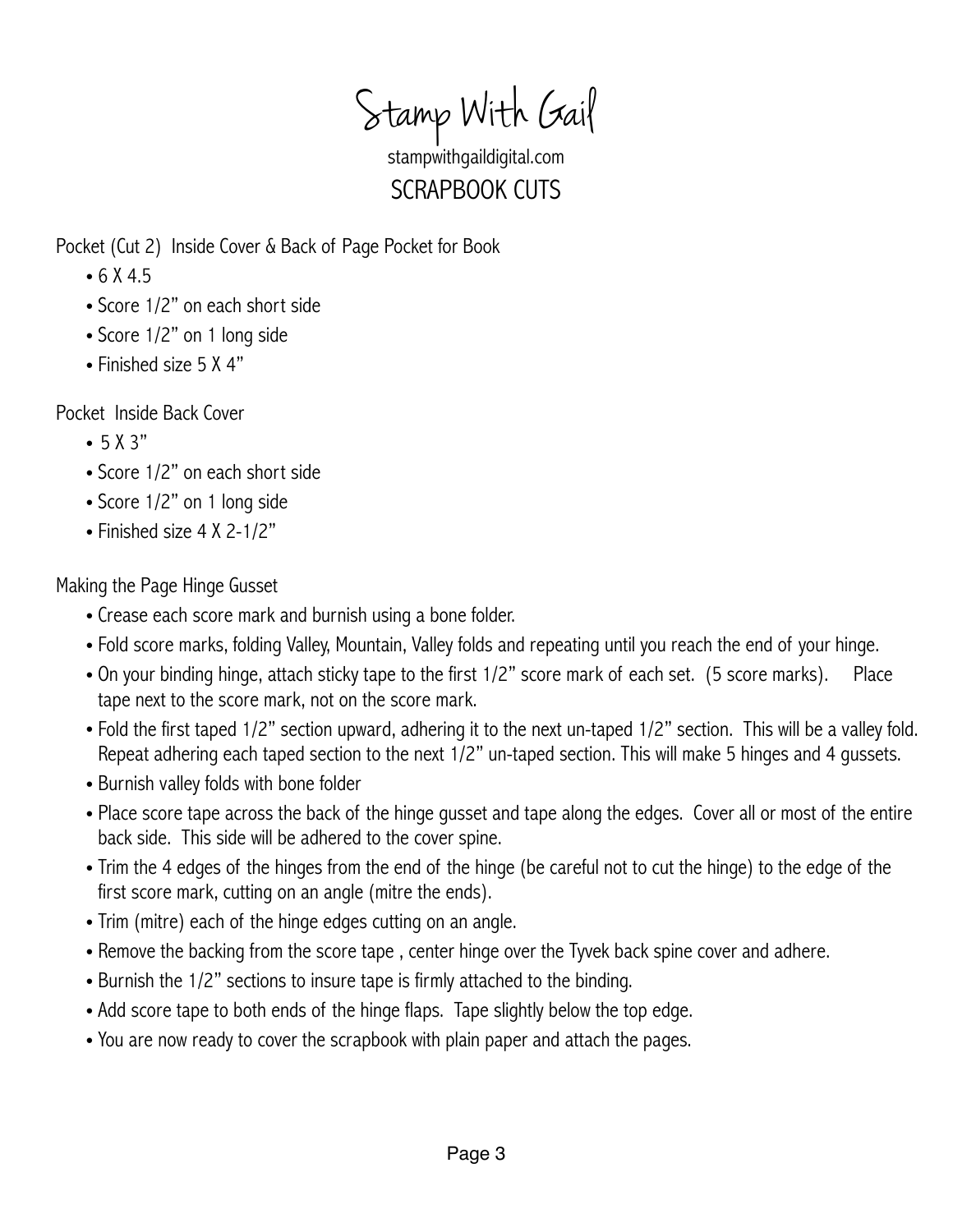# Stamp With Gail

stampwithgaildigital.com

## SCRAPBOOK CUTS

Pocket (Cut 2)  Inside Cover & Back of Page Pocket for Book

- 6 X 4.5
- Score 1/2" on each short side
- Score 1/2" on 1 long side
- Finished size 5 X 4"

Pocket  Inside Back Cover

- 5 X 3"
- Score 1/2" on each short side
- Score 1/2" on 1 long side
- Finished size 4 X 2-1/2"

Making the Page Hinge Gusset

- Crease each score mark and burnish using a bone folder.
- Fold score marks, folding Valley, Mountain, Valley folds and repeating until you reach the end of your hinge.
- On your binding hinge, attach sticky tape to the first 1/2" score mark of each set.  (5 score marks).     Place tape next to the score mark, not on the score mark.
- Fold the first taped 1/2" section upward, adhering it to the next un-taped 1/2" section.  This will be a valley fold. Repeat adhering each taped section to the next 1/2" un-taped section. This will make 5 hinges and 4 gussets.
- Burnish valley folds with bone folder
- Place score tape across the back of the hinge gusset and tape along the edges.  Cover all or most of the entire back side.  This side will be adhered to the cover spine.
- Trim the 4 edges of the hinges from the end of the hinge (be careful not to cut the hinge) to the edge of the first score mark, cutting on an angle (mitre the ends).
- Trim (mitre) each of the hinge edges cutting on an angle.
- Remove the backing from the score tape , center hinge over the Tyvek back spine cover and adhere.
- Burnish the 1/2" sections to insure tape is firmly attached to the binding.
- Add score tape to both ends of the hinge flaps.  Tape slightly below the top edge.
- You are now ready to cover the scrapbook with plain paper and attach the pages.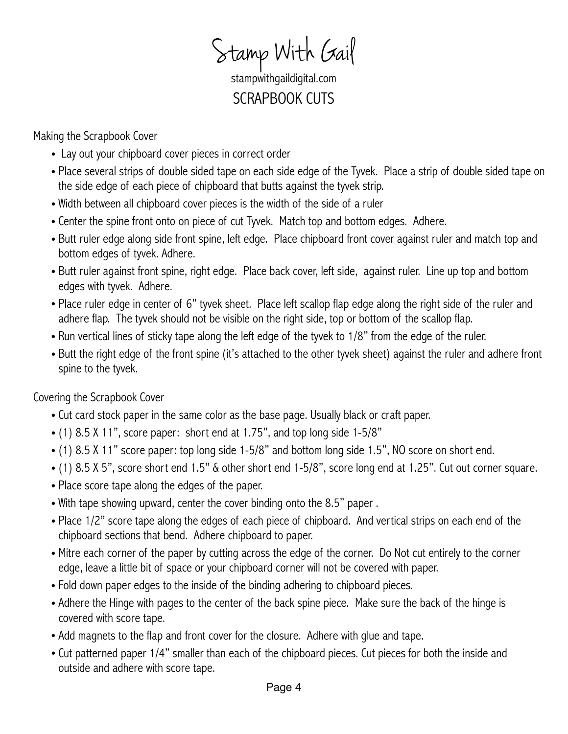# Stamp With Gail

stampwithgaildigital.com

## SCRAPBOOK CUTS

Making the Scrapbook Cover

- Lay out your chipboard cover pieces in correct order
- Place several strips of double sided tape on each side edge of the Tyvek. Place a strip of double sided tape on the side edge of each piece of chipboard that butts against the tyvek strip.
- Width between all chipboard cover pieces is the width of the side of a ruler
- Center the spine front onto on piece of cut Tyvek. Match top and bottom edges. Adhere.
- Butt ruler edge along side front spine, left edge. Place chipboard front cover against ruler and match top and bottom edges of tyvek. Adhere.
- Butt ruler against front spine, right edge. Place back cover, left side, against ruler. Line up top and bottom edges with tyvek. Adhere.
- Place ruler edge in center of 6" tyvek sheet. Place left scallop flap edge along the right side of the ruler and adhere flap. The tyvek should not be visible on the right side, top or bottom of the scallop flap.
- Run vertical lines of sticky tape along the left edge of the tyvek to 1/8" from the edge of the ruler.
- Butt the right edge of the front spine (it's attached to the other tyvek sheet) against the ruler and adhere front spine to the tyvek.

Covering the Scrapbook Cover

- Cut card stock paper in the same color as the base page. Usually black or craft paper.
- (1) 8.5 X 11", score paper: short end at 1.75", and top long side 1-5/8"
- (1) 8.5 X 11" score paper: top long side 1-5/8" and bottom long side 1.5", NO score on short end.
- (1) 8.5 X 5", score short end 1.5" & other short end 1-5/8", score long end at 1.25". Cut out corner square.
- Place score tape along the edges of the paper.
- With tape showing upward, center the cover binding onto the 8.5" paper .
- Place 1/2" score tape along the edges of each piece of chipboard. And vertical strips on each end of the chipboard sections that bend. Adhere chipboard to paper.
- Mitre each corner of the paper by cutting across the edge of the corner. Do Not cut entirely to the corner edge, leave a little bit of space or your chipboard corner will not be covered with paper.
- Fold down paper edges to the inside of the binding adhering to chipboard pieces.
- Adhere the Hinge with pages to the center of the back spine piece. Make sure the back of the hinge is covered with score tape.
- Add magnets to the flap and front cover for the closure. Adhere with glue and tape.
- Cut patterned paper 1/4" smaller than each of the chipboard pieces. Cut pieces for both the inside and outside and adhere with score tape.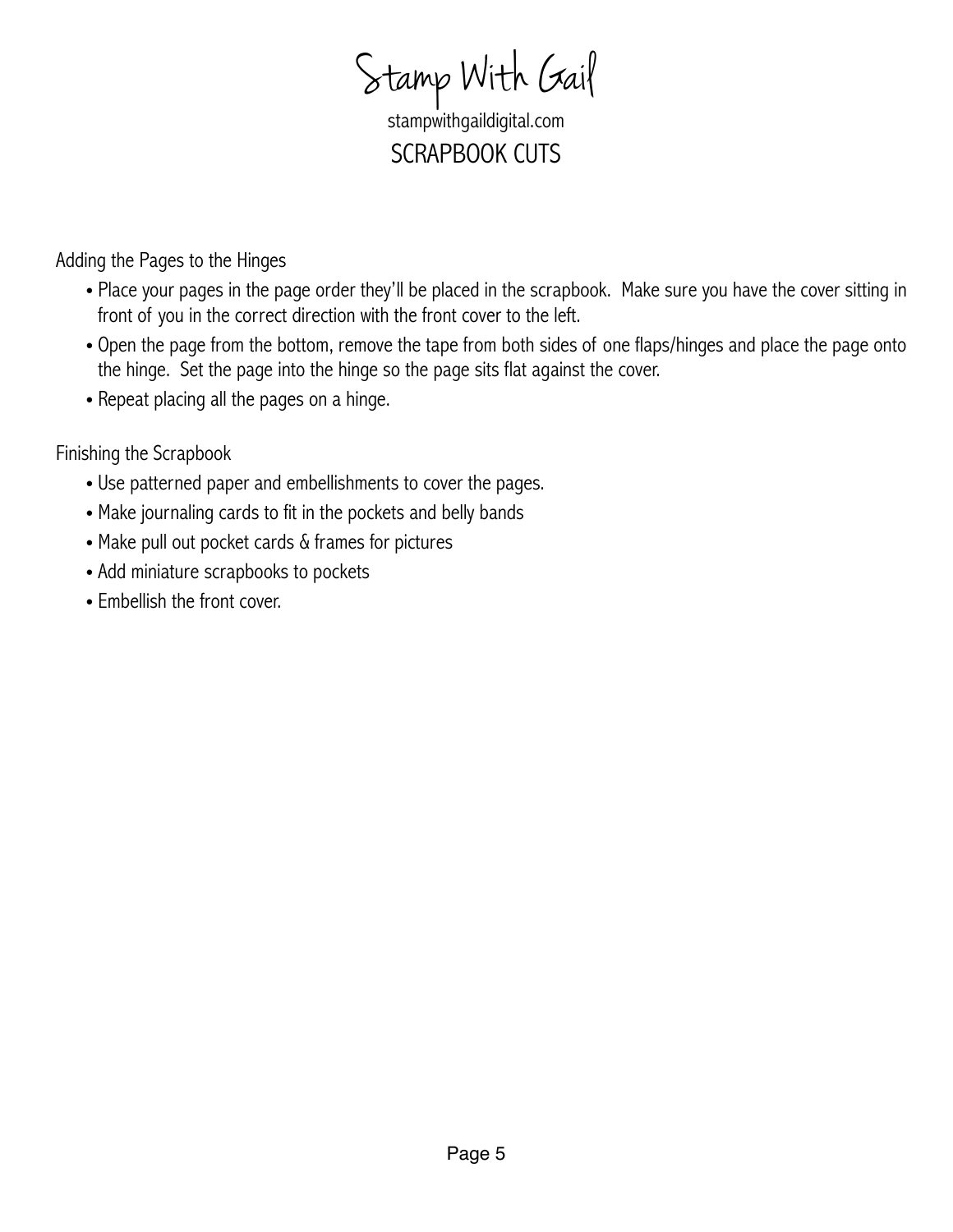Adding the Pages to the Hinges

- Place your pages in the page order they'll be placed in the scrapbook.  Make sure you have the cover sitting in front of you in the correct direction with the front cover to the left.
- Open the page from the bottom, remove the tape from both sides of one flaps/hinges and place the page onto the hinge.  Set the page into the hinge so the page sits flat against the cover.
- Repeat placing all the pages on a hinge.

Finishing the Scrapbook

- Use patterned paper and embellishments to cover the pages.
- Make journaling cards to fit in the pockets and belly bands
- Make pull out pocket cards & frames for pictures
- Add miniature scrapbooks to pockets
- Embellish the front cover.